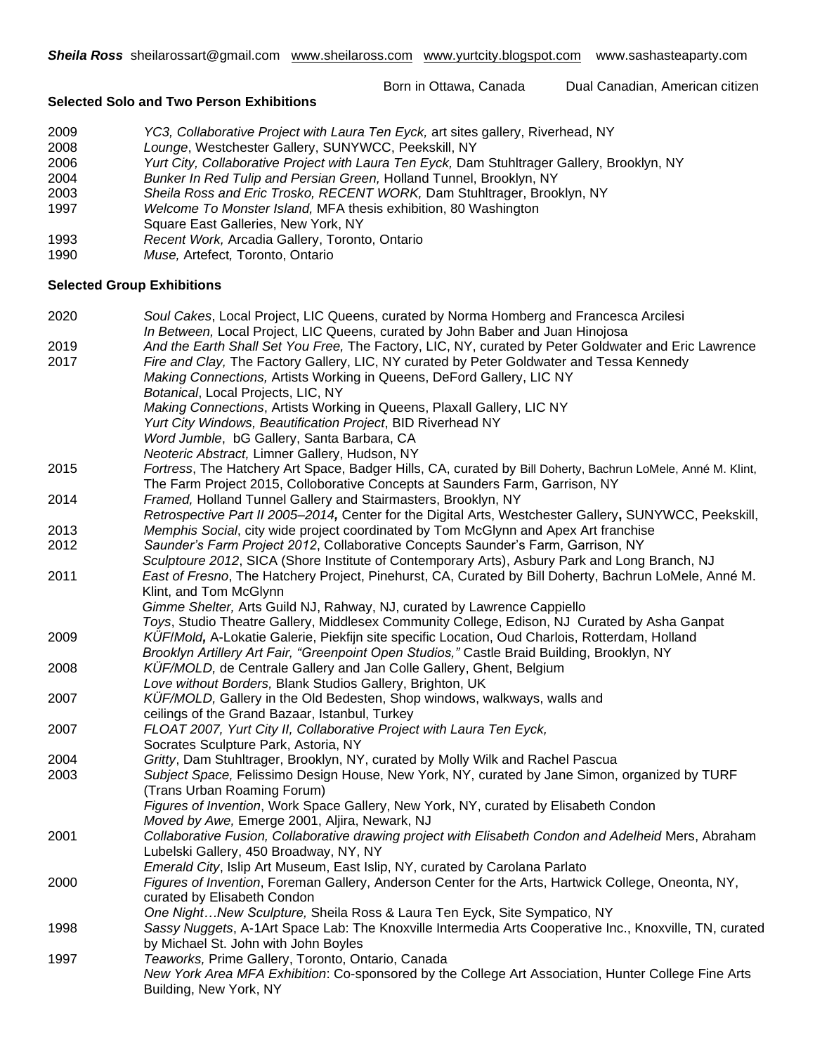***Sheila Ross*** sheilarossart@gmail.com [www.sheilaross.com](www.sheilaross.com) [www.yurtcity.blogspot.com](www.yurtcity.blogspot.com) www.sashasteaparty.com

Born in Ottawa, Canada Dual Canadian, American citizen

### Selected Solo and Two Person Exhibitions

2009 *YC3, Collaborative Project with Laura Ten Eyck,* art sites gallery, Riverhead, NY
2008 *Lounge*, Westchester Gallery, SUNYWCC, Peekskill, NY
2006 *Yurt City, Collaborative Project with Laura Ten Eyck,* Dam Stuhltrager Gallery, Brooklyn, NY
2004 *Bunker In Red Tulip and Persian Green,* Holland Tunnel, Brooklyn, NY
2003 *Sheila Ross and Eric Trosko, RECENT WORK,* Dam Stuhltrager, Brooklyn, NY
1997 *Welcome To Monster Island,* MFA thesis exhibition, 80 Washington Square East Galleries, New York, NY
1993 *Recent Work,* Arcadia Gallery, Toronto, Ontario
1990 *Muse,* Artefect*,* Toronto, Ontario

### Selected Group Exhibitions

2020 *Soul Cakes*, Local Project, LIC Queens, curated by Norma Homberg and Francesca Arcilesi
*In Between,* Local Project, LIC Queens, curated by John Baber and Juan Hinojosa
2019 *And the Earth Shall Set You Free,* The Factory, LIC, NY, curated by Peter Goldwater and Eric Lawrence
2017 *Fire and Clay,* The Factory Gallery, LIC, NY curated by Peter Goldwater and Tessa Kennedy
*Making Connections,* Artists Working in Queens, DeFord Gallery, LIC NY
*Botanical*, Local Projects, LIC, NY
*Making Connections*, Artists Working in Queens, Plaxall Gallery, LIC NY
*Yurt City Windows, Beautification Project*, BID Riverhead NY
*Word Jumble*, bG Gallery, Santa Barbara, CA
*Neoteric Abstract,* Limner Gallery, Hudson, NY
2015 *Fortress*, The Hatchery Art Space, Badger Hills, CA, curated by Bill Doherty, Bachrun LoMele, Anné M. Klint,
The Farm Project 2015, Colloborative Concepts at Saunders Farm, Garrison, NY
2014 *Framed,* Holland Tunnel Gallery and Stairmasters, Brooklyn, NY
*Retrospective Part II 2005–2014,* Center for the Digital Arts, Westchester Gallery**,** SUNYWCC, Peekskill,
2013 *Memphis Social*, city wide project coordinated by Tom McGlynn and Apex Art franchise
2012 *Saunder's Farm Project 2012*, Collaborative Concepts Saunder's Farm, Garrison, NY
*Sculptoure 2012*, SICA (Shore Institute of Contemporary Arts), Asbury Park and Long Branch, NJ
2011 *East of Fresno*, The Hatchery Project, Pinehurst, CA, Curated by Bill Doherty, Bachrun LoMele, Anné M. Klint, and Tom McGlynn
*Gimme Shelter,* Arts Guild NJ, Rahway, NJ, curated by Lawrence Cappiello
*Toys*, Studio Theatre Gallery, Middlesex Community College, Edison, NJ Curated by Asha Ganpat
2009 *KÜF/Mold,* A-Lokatie Galerie, Piekfijn site specific Location, Oud Charlois, Rotterdam, Holland
*Brooklyn Artillery Art Fair, "Greenpoint Open Studios,"* Castle Braid Building, Brooklyn, NY
2008 *KÜF/MOLD,* de Centrale Gallery and Jan Colle Gallery, Ghent, Belgium
*Love without Borders,* Blank Studios Gallery, Brighton, UK
2007 *KÜF/MOLD,* Gallery in the Old Bedesten, Shop windows, walkways, walls and ceilings of the Grand Bazaar, Istanbul, Turkey
2007 *FLOAT 2007, Yurt City II, Collaborative Project with Laura Ten Eyck,* Socrates Sculpture Park, Astoria, NY
2004 *Gritty*, Dam Stuhltrager, Brooklyn, NY, curated by Molly Wilk and Rachel Pascua
2003 *Subject Space,* Felissimo Design House, New York, NY, curated by Jane Simon, organized by TURF (Trans Urban Roaming Forum)
*Figures of Invention*, Work Space Gallery, New York, NY, curated by Elisabeth Condon
*Moved by Awe,* Emerge 2001, Aljira, Newark, NJ
2001 *Collaborative Fusion, Collaborative drawing project with Elisabeth Condon and Adelheid* Mers, Abraham Lubelski Gallery, 450 Broadway, NY, NY
*Emerald City*, Islip Art Museum, East Islip, NY, curated by Carolana Parlato
2000 *Figures of Invention*, Foreman Gallery, Anderson Center for the Arts, Hartwick College, Oneonta, NY, curated by Elisabeth Condon
*One Night…New Sculpture,* Sheila Ross & Laura Ten Eyck, Site Sympatico, NY
1998 *Sassy Nuggets*, A-1Art Space Lab: The Knoxville Intermedia Arts Cooperative Inc., Knoxville, TN, curated by Michael St. John with John Boyles
1997 *Teaworks,* Prime Gallery, Toronto, Ontario, Canada
*New York Area MFA Exhibition*: Co-sponsored by the College Art Association, Hunter College Fine Arts Building, New York, NY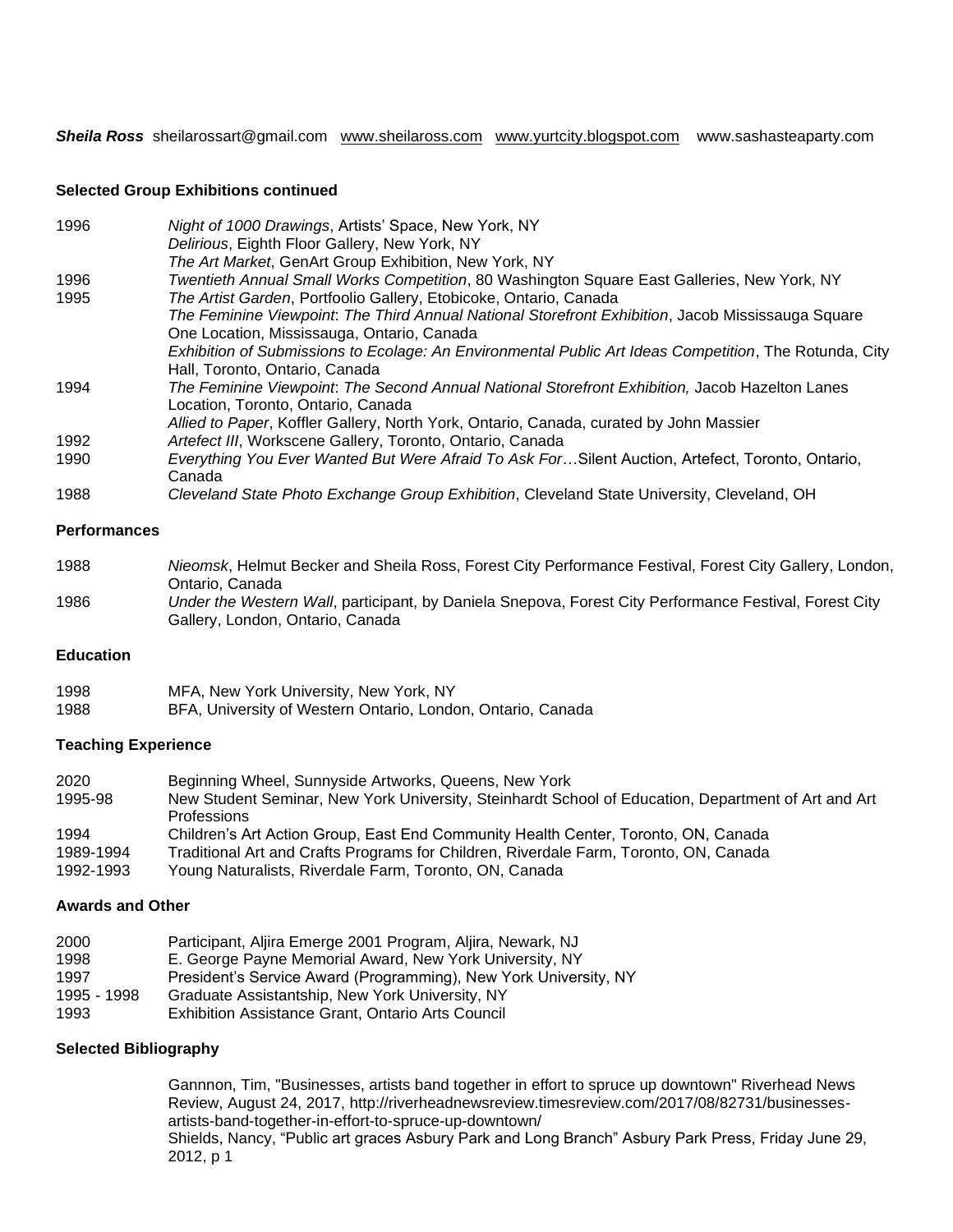***Sheila Ross*** sheilarossart@gmail.com [www.sheilaross.com](http://www.sheilaross.com) [www.yurtcity.blogspot.com](http://www.yurtcity.blogspot.com) www.sashasteaparty.com

**Selected Group Exhibitions continued**

| | |
|---|---|
| 1996 | *Night of 1000 Drawings*, Artists' Space, New York, NY |
| | *Delirious*, Eighth Floor Gallery, New York, NY |
| | *The Art Market*, GenArt Group Exhibition, New York, NY |
| 1996 | *Twentieth Annual Small Works Competition*, 80 Washington Square East Galleries, New York, NY |
| 1995 | *The Artist Garden*, Portfoolio Gallery, Etobicoke, Ontario, Canada |
| | *The Feminine Viewpoint*: *The Third Annual National Storefront Exhibition*, Jacob Mississauga Square One Location, Mississauga, Ontario, Canada |
| | *Exhibition of Submissions to Ecolage: An Environmental Public Art Ideas Competition*, The Rotunda, City Hall, Toronto, Ontario, Canada |
| 1994 | *The Feminine Viewpoint*: *The Second Annual National Storefront Exhibition,* Jacob Hazelton Lanes Location, Toronto, Ontario, Canada |
| | *Allied to Paper*, Koffler Gallery, North York, Ontario, Canada, curated by John Massier |
| 1992 | *Artefect III*, Workscene Gallery, Toronto, Ontario, Canada |
| 1990 | *Everything You Ever Wanted But Were Afraid To Ask For*…Silent Auction, Artefect, Toronto, Ontario, Canada |
| 1988 | *Cleveland State Photo Exchange Group Exhibition*, Cleveland State University, Cleveland, OH |

**Performances**

| | |
|---|---|
| 1988 | *Nieomsk*, Helmut Becker and Sheila Ross, Forest City Performance Festival, Forest City Gallery, London, Ontario, Canada |
| 1986 | *Under the Western Wall*, participant, by Daniela Snepova, Forest City Performance Festival, Forest City Gallery, London, Ontario, Canada |

**Education**

| | |
|---|---|
| 1998 | MFA, New York University, New York, NY |
| 1988 | BFA, University of Western Ontario, London, Ontario, Canada |

**Teaching Experience**

| | |
|---|---|
| 2020 | Beginning Wheel, Sunnyside Artworks, Queens, New York |
| 1995-98 | New Student Seminar, New York University, Steinhardt School of Education, Department of Art and Art Professions |
| 1994 | Children's Art Action Group, East End Community Health Center, Toronto, ON, Canada |
| 1989-1994 | Traditional Art and Crafts Programs for Children, Riverdale Farm, Toronto, ON, Canada |
| 1992-1993 | Young Naturalists, Riverdale Farm, Toronto, ON, Canada |

**Awards and Other**

| | |
|---|---|
| 2000 | Participant, Aljira Emerge 2001 Program, Aljira, Newark, NJ |
| 1998 | E. George Payne Memorial Award, New York University, NY |
| 1997 | President's Service Award (Programming), New York University, NY |
| 1995 - 1998 | Graduate Assistantship, New York University, NY |
| 1993 | Exhibition Assistance Grant, Ontario Arts Council |

**Selected Bibliography**

Gannnon, Tim, "Businesses, artists band together in effort to spruce up downtown" Riverhead News Review, August 24, 2017, http://riverheadnewsreview.timesreview.com/2017/08/82731/businesses-artists-band-together-in-effort-to-spruce-up-downtown/

Shields, Nancy, "Public art graces Asbury Park and Long Branch" Asbury Park Press, Friday June 29, 2012, p 1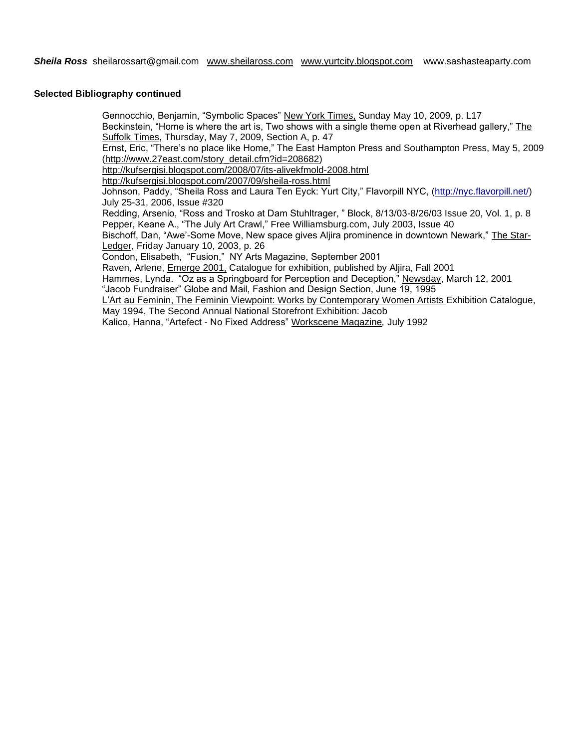***Sheila Ross*** sheilarossart@gmail.com www.sheilaross.com www.yurtcity.blogspot.com www.sashasteaparty.com

**Selected Bibliography continued**

Gennocchio, Benjamin, “Symbolic Spaces” New York Times, Sunday May 10, 2009, p. L17
Beckinstein, “Home is where the art is, Two shows with a single theme open at Riverhead gallery,” The Suffolk Times, Thursday, May 7, 2009, Section A, p. 47
Ernst, Eric, “There’s no place like Home,” The East Hampton Press and Southampton Press, May 5, 2009 (http://www.27east.com/story_detail.cfm?id=208682)
http://kufsergisi.blogspot.com/2008/07/its-alivekfmold-2008.html
http://kufsergisi.blogspot.com/2007/09/sheila-ross.html
Johnson, Paddy, “Sheila Ross and Laura Ten Eyck: Yurt City,” Flavorpill NYC, (http://nyc.flavorpill.net/) July 25-31, 2006, Issue #320
Redding, Arsenio, “Ross and Trosko at Dam Stuhltrager, ” Block, 8/13/03-8/26/03 Issue 20, Vol. 1, p. 8
Pepper, Keane A., “The July Art Crawl,” Free Williamsburg.com, July 2003, Issue 40
Bischoff, Dan, “Awe’-Some Move, New space gives Aljira prominence in downtown Newark,” The Star-Ledger, Friday January 10, 2003, p. 26
Condon, Elisabeth, “Fusion,” NY Arts Magazine, September 2001
Raven, Arlene, Emerge 2001, Catalogue for exhibition, published by Aljira, Fall 2001
Hammes, Lynda. “Oz as a Springboard for Perception and Deception,” Newsday, March 12, 2001
“Jacob Fundraiser” Globe and Mail, Fashion and Design Section, June 19, 1995
L’Art au Feminin, The Feminin Viewpoint: Works by Contemporary Women Artists Exhibition Catalogue, May 1994, The Second Annual National Storefront Exhibition: Jacob
Kalico, Hanna, “Artefect - No Fixed Address” Workscene Magazine, July 1992